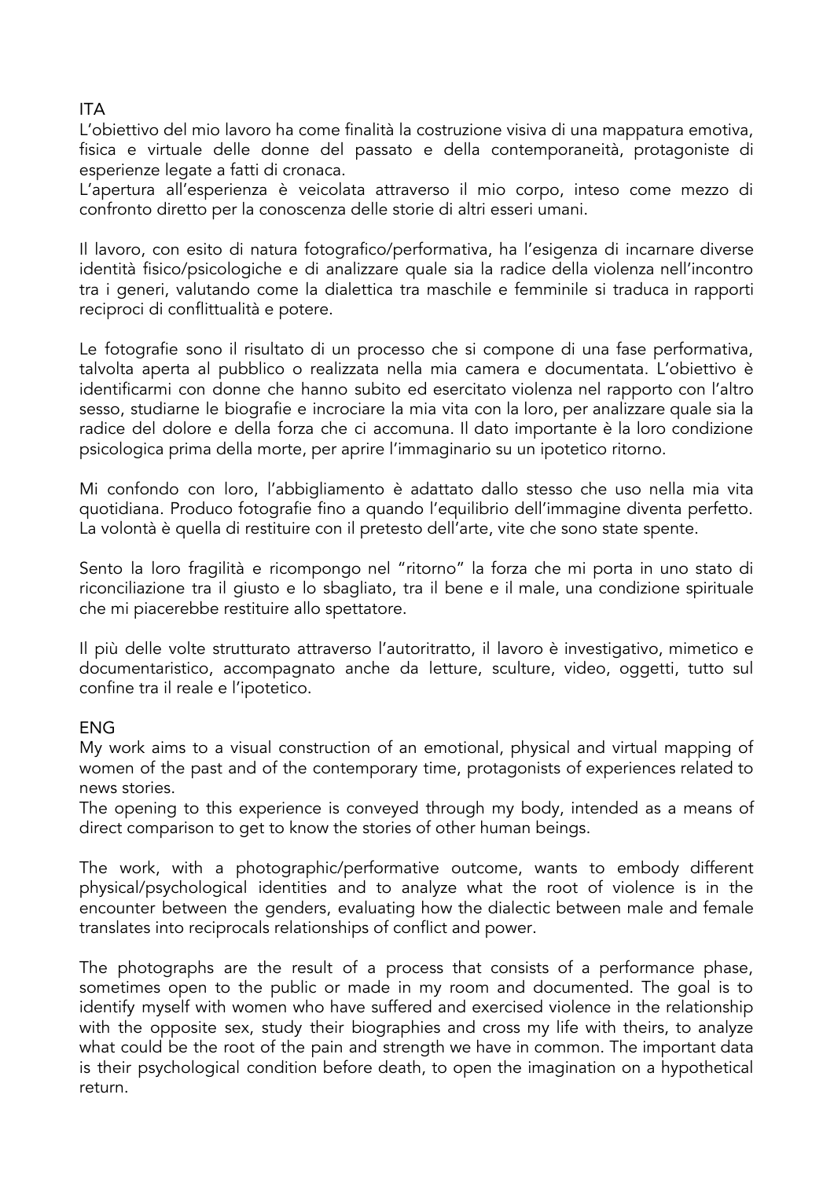ITA

L'obiettivo del mio lavoro ha come finalità la costruzione visiva di una mappatura emotiva, fisica e virtuale delle donne del passato e della contemporaneità, protagoniste di esperienze legate a fatti di cronaca.
L'apertura all'esperienza è veicolata attraverso il mio corpo, inteso come mezzo di confronto diretto per la conoscenza delle storie di altri esseri umani.

Il lavoro, con esito di natura fotografico/performativa, ha l'esigenza di incarnare diverse identità fisico/psicologiche e di analizzare quale sia la radice della violenza nell'incontro tra i generi, valutando come la dialettica tra maschile e femminile si traduca in rapporti reciproci di conflittualità e potere.

Le fotografie sono il risultato di un processo che si compone di una fase performativa, talvolta aperta al pubblico o realizzata nella mia camera e documentata. L'obiettivo è identificarmi con donne che hanno subito ed esercitato violenza nel rapporto con l'altro sesso, studiarne le biografie e incrociare la mia vita con la loro, per analizzare quale sia la radice del dolore e della forza che ci accomuna. Il dato importante è la loro condizione psicologica prima della morte, per aprire l'immaginario su un ipotetico ritorno.

Mi confondo con loro, l'abbigliamento è adattato dallo stesso che uso nella mia vita quotidiana. Produco fotografie fino a quando l'equilibrio dell'immagine diventa perfetto. La volontà è quella di restituire con il pretesto dell'arte, vite che sono state spente.

Sento la loro fragilità e ricompongo nel "ritorno" la forza che mi porta in uno stato di riconciliazione tra il giusto e lo sbagliato, tra il bene e il male, una condizione spirituale che mi piacerebbe restituire allo spettatore.

Il più delle volte strutturato attraverso l'autoritratto, il lavoro è investigativo, mimetico e documentaristico, accompagnato anche da letture, sculture, video, oggetti, tutto sul confine tra il reale e l'ipotetico.

ENG

My work aims to a visual construction of an emotional, physical and virtual mapping of women of the past and of the contemporary time, protagonists of experiences related to news stories.
The opening to this experience is conveyed through my body, intended as a means of direct comparison to get to know the stories of other human beings.

The work, with a photographic/performative outcome, wants to embody different physical/psychological identities and to analyze what the root of violence is in the encounter between the genders, evaluating how the dialectic between male and female translates into reciprocals relationships of conflict and power.

The photographs are the result of a process that consists of a performance phase, sometimes open to the public or made in my room and documented. The goal is to identify myself with women who have suffered and exercised violence in the relationship with the opposite sex, study their biographies and cross my life with theirs, to analyze what could be the root of the pain and strength we have in common. The important data is their psychological condition before death, to open the imagination on a hypothetical return.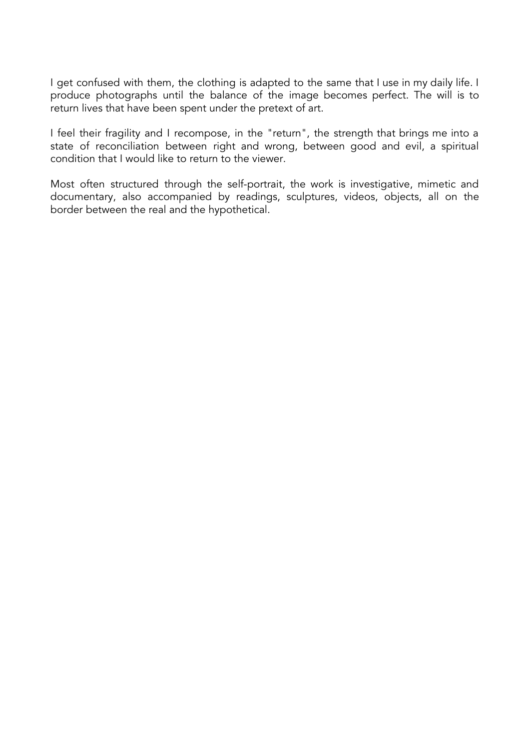I get confused with them, the clothing is adapted to the same that I use in my daily life. I produce photographs until the balance of the image becomes perfect. The will is to return lives that have been spent under the pretext of art.

I feel their fragility and I recompose, in the "return", the strength that brings me into a state of reconciliation between right and wrong, between good and evil, a spiritual condition that I would like to return to the viewer.

Most often structured through the self-portrait, the work is investigative, mimetic and documentary, also accompanied by readings, sculptures, videos, objects, all on the border between the real and the hypothetical.